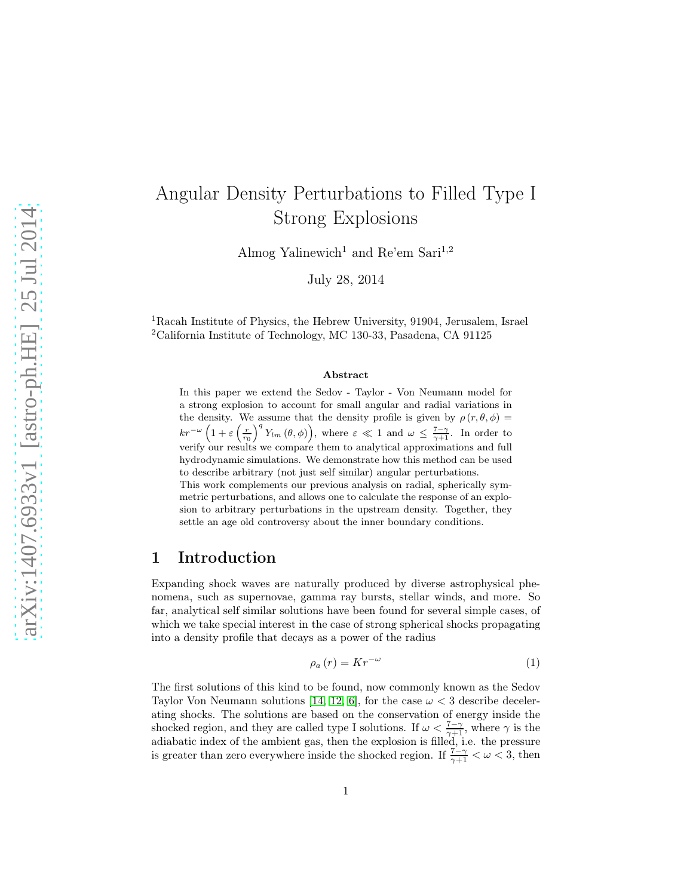# Angular Density Perturbations to Filled Type I Strong Explosions

Almog Yalinewich[1] and Re'em Sari[1,2]

July 28, 2014

[1]Racah Institute of Physics, the Hebrew University, 91904, Jerusalem, Israel
[2]California Institute of Technology, MC 130-33, Pasadena, CA 91125

**Abstract**

In this paper we extend the Sedov - Taylor - Von Neumann model for a strong explosion to account for small angular and radial variations in the density. We assume that the density profile is given by $\rho(r,\theta,\phi) = kr^{-\omega}\left(1+\varepsilon\left(\frac{r}{r_0}\right)^q Y_{lm}(\theta,\phi)\right)$, where $\varepsilon \ll 1$ and $\omega \leq \frac{7-\gamma}{\gamma+1}$. In order to verify our results we compare them to analytical approximations and full hydrodynamic simulations. We demonstrate how this method can be used to describe arbitrary (not just self similar) angular perturbations.
This work complements our previous analysis on radial, spherically symmetric perturbations, and allows one to calculate the response of an explosion to arbitrary perturbations in the upstream density. Together, they settle an age old controversy about the inner boundary conditions.

## 1 Introduction

Expanding shock waves are naturally produced by diverse astrophysical phenomena, such as supernovae, gamma ray bursts, stellar winds, and more. So far, analytical self similar solutions have been found for several simple cases, of which we take special interest in the case of strong spherical shocks propagating into a density profile that decays as a power of the radius

$$\rho_a(r) = Kr^{-\omega} \tag{1}$$

The first solutions of this kind to be found, now commonly known as the Sedov Taylor Von Neumann solutions [14, 12, 6], for the case $\omega < 3$ describe decelerating shocks. The solutions are based on the conservation of energy inside the shocked region, and they are called type I solutions. If $\omega < \frac{7-\gamma}{\gamma+1}$, where $\gamma$ is the adiabatic index of the ambient gas, then the explosion is filled, i.e. the pressure is greater than zero everywhere inside the shocked region. If $\frac{7-\gamma}{\gamma+1} < \omega < 3$, then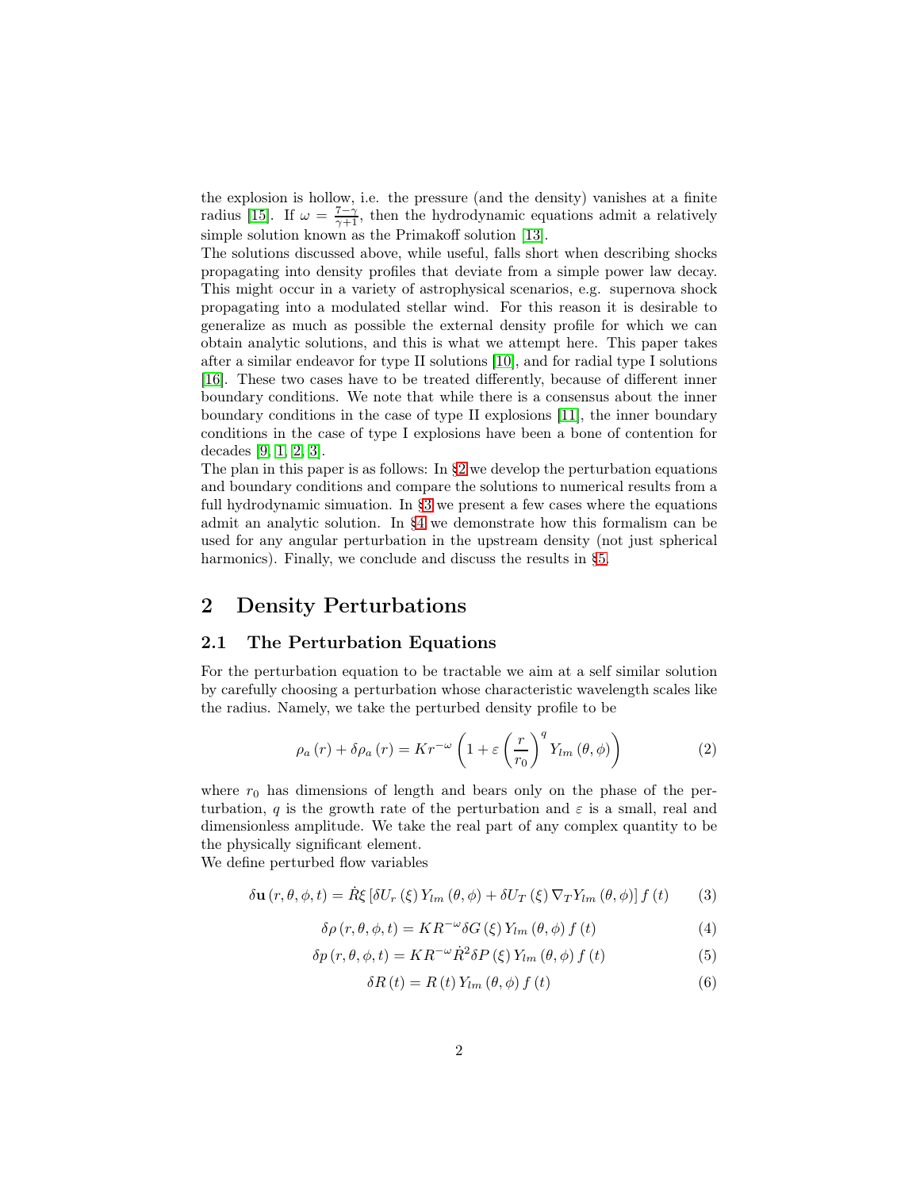the explosion is hollow, i.e. the pressure (and the density) vanishes at a finite radius [15]. If $\omega = \frac{7-\gamma}{\gamma+1}$, then the hydrodynamic equations admit a relatively simple solution known as the Primakoff solution [13].

The solutions discussed above, while useful, falls short when describing shocks propagating into density profiles that deviate from a simple power law decay. This might occur in a variety of astrophysical scenarios, e.g. supernova shock propagating into a modulated stellar wind. For this reason it is desirable to generalize as much as possible the external density profile for which we can obtain analytic solutions, and this is what we attempt here. This paper takes after a similar endeavor for type II solutions [10], and for radial type I solutions [16]. These two cases have to be treated differently, because of different inner boundary conditions. We note that while there is a consensus about the inner boundary conditions in the case of type II explosions [11], the inner boundary conditions in the case of type I explosions have been a bone of contention for decades [9, 1, 2, 3].

The plan in this paper is as follows: In §2 we develop the perturbation equations and boundary conditions and compare the solutions to numerical results from a full hydrodynamic simuation. In §3 we present a few cases where the equations admit an analytic solution. In §4 we demonstrate how this formalism can be used for any angular perturbation in the upstream density (not just spherical harmonics). Finally, we conclude and discuss the results in §5.

## 2 Density Perturbations

### 2.1 The Perturbation Equations

For the perturbation equation to be tractable we aim at a self similar solution by carefully choosing a perturbation whose characteristic wavelength scales like the radius. Namely, we take the perturbed density profile to be

$$\rho_a(r) + \delta\rho_a(r) = K r^{-\omega}\left(1 + \varepsilon\left(\frac{r}{r_0}\right)^q Y_{lm}(\theta,\phi)\right) \tag{2}$$

where $r_0$ has dimensions of length and bears only on the phase of the perturbation, $q$ is the growth rate of the perturbation and $\varepsilon$ is a small, real and dimensionless amplitude. We take the real part of any complex quantity to be the physically significant element.

We define perturbed flow variables

$$\delta\mathbf{u}(r,\theta,\phi,t) = \dot{R}\xi\left[\delta U_r(\xi) Y_{lm}(\theta,\phi) + \delta U_T(\xi)\nabla_T Y_{lm}(\theta,\phi)\right] f(t) \tag{3}$$

$$\delta\rho(r,\theta,\phi,t) = K R^{-\omega}\delta G(\xi) Y_{lm}(\theta,\phi) f(t) \tag{4}$$

$$\delta p(r,\theta,\phi,t) = K R^{-\omega}\dot{R}^2\delta P(\xi) Y_{lm}(\theta,\phi) f(t) \tag{5}$$

$$\delta R(t) = R(t) Y_{lm}(\theta,\phi) f(t) \tag{6}$$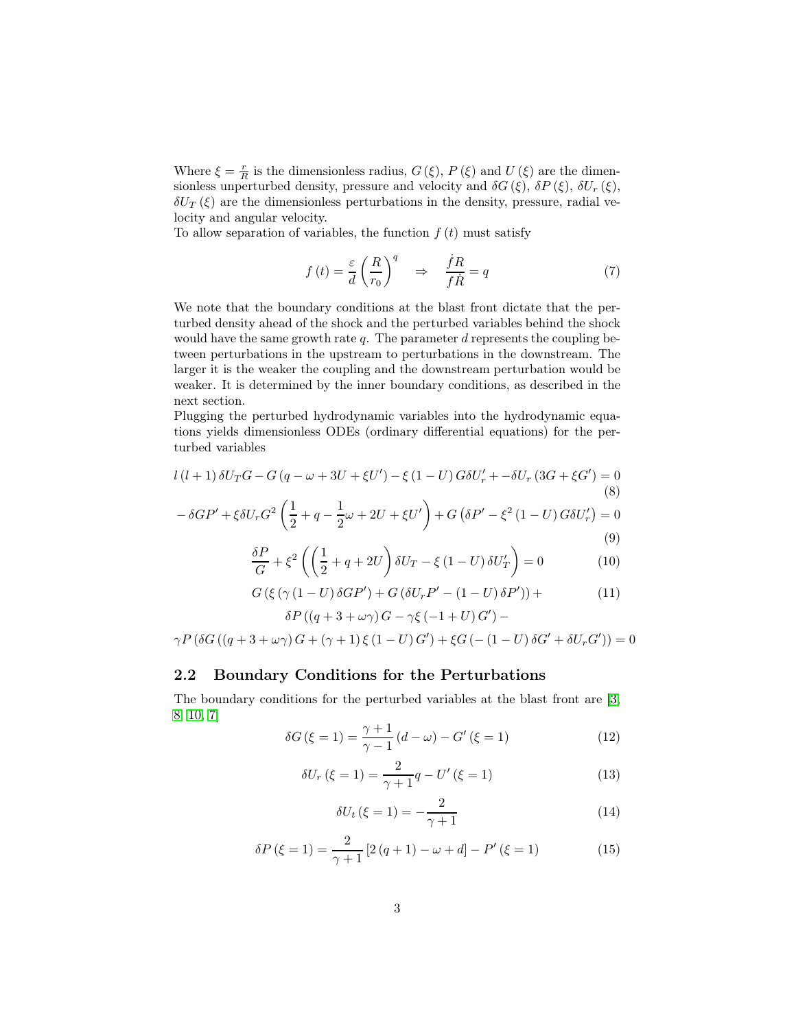Where $\xi = \frac{r}{R}$ is the dimensionless radius, $G(\xi)$, $P(\xi)$ and $U(\xi)$ are the dimensionless unperturbed density, pressure and velocity and $\delta G(\xi)$, $\delta P(\xi)$, $\delta U_r(\xi)$, $\delta U_T(\xi)$ are the dimensionless perturbations in the density, pressure, radial velocity and angular velocity.

To allow separation of variables, the function $f(t)$ must satisfy

$$f(t) = \frac{\varepsilon}{d}\left(\frac{R}{r_0}\right)^q \quad \Rightarrow \quad \frac{\dot{f}R}{f\dot{R}} = q \tag{7}$$

We note that the boundary conditions at the blast front dictate that the perturbed density ahead of the shock and the perturbed variables behind the shock would have the same growth rate $q$. The parameter $d$ represents the coupling between perturbations in the upstream to perturbations in the downstream. The larger it is the weaker the coupling and the downstream perturbation would be weaker. It is determined by the inner boundary conditions, as described in the next section.

Plugging the perturbed hydrodynamic variables into the hydrodynamic equations yields dimensionless ODEs (ordinary differential equations) for the perturbed variables

$$l(l+1)\,\delta U_T G - G\left(q - \omega + 3U + \xi U'\right) - \xi(1-U)\,G\delta U_r' + -\delta U_r\left(3G + \xi G'\right) = 0 \tag{8}$$

$$-\delta G P' + \xi\delta U_r G^2\left(\frac{1}{2} + q - \frac{1}{2}\omega + 2U + \xi U'\right) + G\left(\delta P' - \xi^2(1-U)\,G\delta U_r'\right) = 0 \tag{9}$$

$$\frac{\delta P}{G} + \xi^2\left(\left(\frac{1}{2} + q + 2U\right)\delta U_T - \xi(1-U)\,\delta U_T'\right) = 0 \tag{10}$$

$$\begin{aligned} &G\left(\xi\left(\gamma(1-U)\,\delta G P'\right) + G\left(\delta U_r P' - (1-U)\,\delta P'\right)\right) + \\ &\delta P\left((q + 3 + \omega\gamma)\,G - \gamma\xi(-1+U)\,G'\right) - \\ &\gamma P\left(\delta G\left((q + 3 + \omega\gamma)\,G + (\gamma+1)\,\xi(1-U)\,G'\right) + \xi G\left(-(1-U)\,\delta G' + \delta U_r G'\right)\right) = 0 \end{aligned} \tag{11}$$

## 2.2 Boundary Conditions for the Perturbations

The boundary conditions for the perturbed variables at the blast front are [3, 8, 10, 7]

$$\delta G(\xi = 1) = \frac{\gamma+1}{\gamma-1}(d - \omega) - G'(\xi = 1) \tag{12}$$

$$\delta U_r(\xi = 1) = \frac{2}{\gamma+1}q - U'(\xi = 1) \tag{13}$$

$$\delta U_t(\xi = 1) = -\frac{2}{\gamma+1} \tag{14}$$

$$\delta P(\xi = 1) = \frac{2}{\gamma+1}\left[2(q+1) - \omega + d\right] - P'(\xi = 1) \tag{15}$$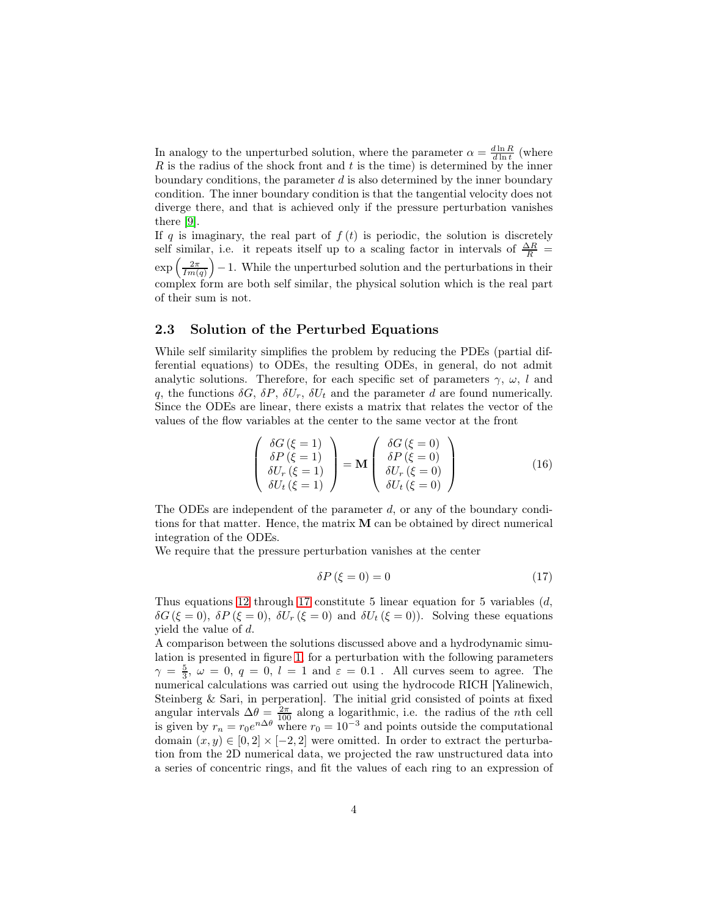In analogy to the unperturbed solution, where the parameter $\alpha = \frac{d \ln R}{d \ln t}$ (where $R$ is the radius of the shock front and $t$ is the time) is determined by the inner boundary conditions, the parameter $d$ is also determined by the inner boundary condition. The inner boundary condition is that the tangential velocity does not diverge there, and that is achieved only if the pressure perturbation vanishes there [9].

If $q$ is imaginary, the real part of $f(t)$ is periodic, the solution is discretely self similar, i.e. it repeats itself up to a scaling factor in intervals of $\frac{\Delta R}{R} = \exp\left(\frac{2\pi}{Im(q)}\right) - 1$. While the unperturbed solution and the perturbations in their complex form are both self similar, the physical solution which is the real part of their sum is not.

### 2.3 Solution of the Perturbed Equations

While self similarity simplifies the problem by reducing the PDEs (partial differential equations) to ODEs, the resulting ODEs, in general, do not admit analytic solutions. Therefore, for each specific set of parameters $\gamma$, $\omega$, $l$ and $q$, the functions $\delta G$, $\delta P$, $\delta U_r$, $\delta U_t$ and the parameter $d$ are found numerically. Since the ODEs are linear, there exists a matrix that relates the vector of the values of the flow variables at the center to the same vector at the front

$$\begin{pmatrix} \delta G(\xi = 1) \\ \delta P(\xi = 1) \\ \delta U_r(\xi = 1) \\ \delta U_t(\xi = 1) \end{pmatrix} = \mathbf{M} \begin{pmatrix} \delta G(\xi = 0) \\ \delta P(\xi = 0) \\ \delta U_r(\xi = 0) \\ \delta U_t(\xi = 0) \end{pmatrix} \tag{16}$$

The ODEs are independent of the parameter $d$, or any of the boundary conditions for that matter. Hence, the matrix $\mathbf{M}$ can be obtained by direct numerical integration of the ODEs.

We require that the pressure perturbation vanishes at the center

$$\delta P(\xi = 0) = 0 \tag{17}$$

Thus equations 12 through 17 constitute 5 linear equation for 5 variables ($d$, $\delta G(\xi = 0)$, $\delta P(\xi = 0)$, $\delta U_r(\xi = 0)$ and $\delta U_t(\xi = 0)$). Solving these equations yield the value of $d$.

A comparison between the solutions discussed above and a hydrodynamic simulation is presented in figure 1, for a perturbation with the following parameters $\gamma = \frac{5}{3}$, $\omega = 0$, $q = 0$, $l = 1$ and $\varepsilon = 0.1$ . All curves seem to agree. The numerical calculations was carried out using the hydrocode RICH [Yalinewich, Steinberg & Sari, in perperation]. The initial grid consisted of points at fixed angular intervals $\Delta\theta = \frac{2\pi}{100}$ along a logarithmic, i.e. the radius of the $n$th cell is given by $r_n = r_0 e^{n\Delta\theta}$ where $r_0 = 10^{-3}$ and points outside the computational domain $(x, y) \in [0, 2] \times [-2, 2]$ were omitted. In order to extract the perturbation from the 2D numerical data, we projected the raw unstructured data into a series of concentric rings, and fit the values of each ring to an expression of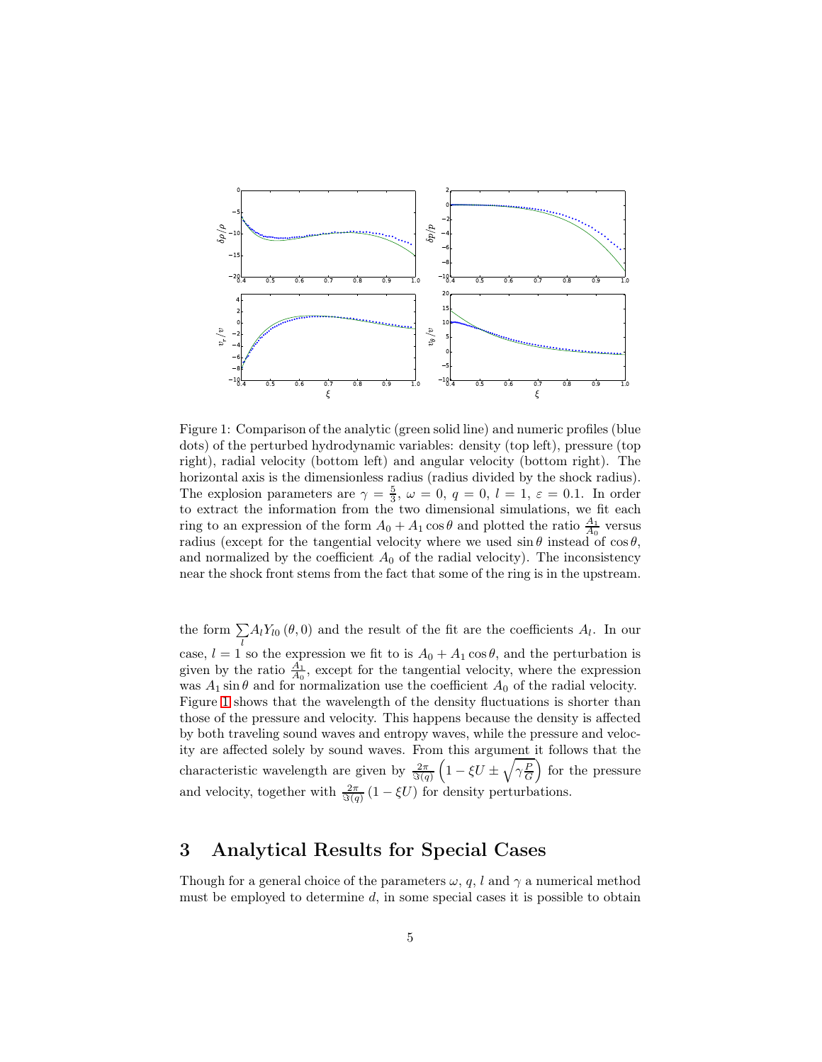Figure 1: Comparison of the analytic (green solid line) and numeric profiles (blue dots) of the perturbed hydrodynamic variables: density (top left), pressure (top right), radial velocity (bottom left) and angular velocity (bottom right). The horizontal axis is the dimensionless radius (radius divided by the shock radius). The explosion parameters are $\gamma = \frac{5}{3}$, $\omega = 0$, $q = 0$, $l = 1$, $\varepsilon = 0.1$. In order to extract the information from the two dimensional simulations, we fit each ring to an expression of the form $A_0 + A_1 \cos\theta$ and plotted the ratio $\frac{A_1}{A_0}$ versus radius (except for the tangential velocity where we used $\sin\theta$ instead of $\cos\theta$, and normalized by the coefficient $A_0$ of the radial velocity). The inconsistency near the shock front stems from the fact that some of the ring is in the upstream.

the form $\sum_l A_l Y_{l0}(\theta, 0)$ and the result of the fit are the coefficients $A_l$. In our case, $l = 1$ so the expression we fit to is $A_0 + A_1 \cos\theta$, and the perturbation is given by the ratio $\frac{A_1}{A_0}$, except for the tangential velocity, where the expression was $A_1 \sin\theta$ and for normalization use the coefficient $A_0$ of the radial velocity. Figure 1 shows that the wavelength of the density fluctuations is shorter than those of the pressure and velocity. This happens because the density is affected by both traveling sound waves and entropy waves, while the pressure and velocity are affected solely by sound waves. From this argument it follows that the characteristic wavelength are given by $\frac{2\pi}{\Im(q)}\left(1 - \xi U \pm \sqrt{\gamma \frac{P}{G}}\right)$ for the pressure and velocity, together with $\frac{2\pi}{\Im(q)}(1 - \xi U)$ for density perturbations.

## 3 Analytical Results for Special Cases

Though for a general choice of the parameters $\omega$, $q$, $l$ and $\gamma$ a numerical method must be employed to determine $d$, in some special cases it is possible to obtain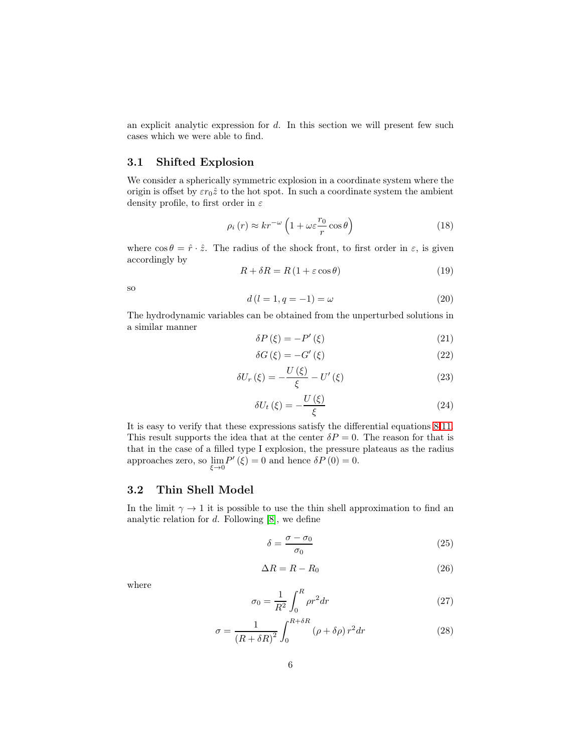an explicit analytic expression for $d$. In this section we will present few such cases which we were able to find.

### 3.1 Shifted Explosion

We consider a spherically symmetric explosion in a coordinate system where the origin is offset by $\varepsilon r_0 \hat{z}$ to the hot spot. In such a coordinate system the ambient density profile, to first order in $\varepsilon$

$$\rho_i(r) \approx k r^{-\omega} \left(1 + \omega \varepsilon \frac{r_0}{r} \cos\theta\right) \tag{18}$$

where $\cos\theta = \hat{r} \cdot \hat{z}$. The radius of the shock front, to first order in $\varepsilon$, is given accordingly by

$$R + \delta R = R(1 + \varepsilon \cos\theta) \tag{19}$$

so

$$d(l = 1, q = -1) = \omega \tag{20}$$

The hydrodynamic variables can be obtained from the unperturbed solutions in a similar manner

$$\delta P(\xi) = -P'(\xi) \tag{21}$$

$$\delta G(\xi) = -G'(\xi) \tag{22}$$

$$\delta U_r(\xi) = -\frac{U(\xi)}{\xi} - U'(\xi) \tag{23}$$

$$\delta U_t(\xi) = -\frac{U(\xi)}{\xi} \tag{24}$$

It is easy to verify that these expressions satisfy the differential equations 8-11. This result supports the idea that at the center $\delta P = 0$. The reason for that is that in the case of a filled type I explosion, the pressure plateaus as the radius approaches zero, so $\lim_{\xi \to 0} P'(\xi) = 0$ and hence $\delta P(0) = 0$.

### 3.2 Thin Shell Model

In the limit $\gamma \to 1$ it is possible to use the thin shell approximation to find an analytic relation for $d$. Following [8], we define

$$\delta = \frac{\sigma - \sigma_0}{\sigma_0} \tag{25}$$

$$\Delta R = R - R_0 \tag{26}$$

where

$$\sigma_0 = \frac{1}{R^2} \int_0^R \rho r^2 dr \tag{27}$$

$$\sigma = \frac{1}{(R + \delta R)^2} \int_0^{R + \delta R} (\rho + \delta\rho) r^2 dr \tag{28}$$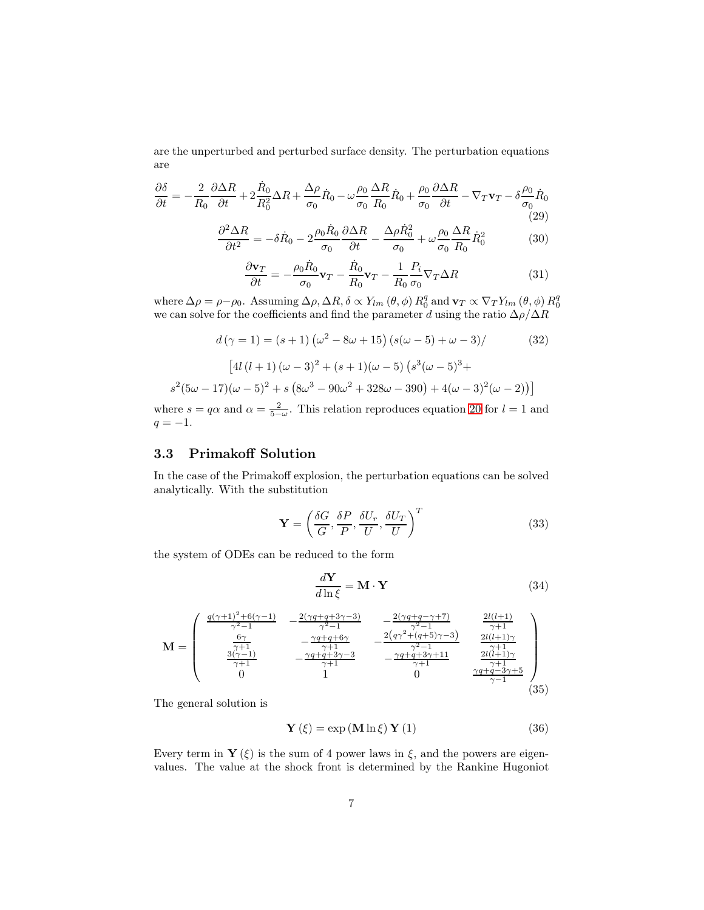are the unperturbed and perturbed surface density. The perturbation equations are

$$\frac{\partial \delta}{\partial t} = -\frac{2}{R_0}\frac{\partial \Delta R}{\partial t} + 2\frac{\dot{R}_0}{R_0^2}\Delta R + \frac{\Delta \rho}{\sigma_0}\dot{R}_0 - \omega\frac{\rho_0}{\sigma_0}\frac{\Delta R}{R_0}\dot{R}_0 + \frac{\rho_0}{\sigma_0}\frac{\partial \Delta R}{\partial t} - \nabla_T \mathbf{v}_T - \delta\frac{\rho_0}{\sigma_0}\dot{R}_0 \tag{29}$$

$$\frac{\partial^2 \Delta R}{\partial t^2} = -\delta \dot{R}_0 - 2\frac{\rho_0 \dot{R}_0}{\sigma_0}\frac{\partial \Delta R}{\partial t} - \frac{\Delta \rho \dot{R}_0^2}{\sigma_0} + \omega\frac{\rho_0}{\sigma_0}\frac{\Delta R}{R_0}\dot{R}_0^2 \tag{30}$$

$$\frac{\partial \mathbf{v}_T}{\partial t} = -\frac{\rho_0 \dot{R}_0}{\sigma_0}\mathbf{v}_T - \frac{\dot{R}_0}{R_0}\mathbf{v}_T - \frac{1}{R_0}\frac{P_i}{\sigma_0}\nabla_T \Delta R \tag{31}$$

where $\Delta\rho = \rho - \rho_0$. Assuming $\Delta\rho, \Delta R, \delta \propto Y_{lm}(\theta,\phi) R_0^q$ and $\mathbf{v}_T \propto \nabla_T Y_{lm}(\theta,\phi) R_0^q$ we can solve for the coefficients and find the parameter $d$ using the ratio $\Delta\rho/\Delta R$

$$d(\gamma = 1) = (s+1)\left(\omega^2 - 8\omega + 15\right)(s(\omega-5)+\omega-3)/ \tag{32}$$

$$\left[4l(l+1)(\omega-3)^2 + (s+1)(\omega-5)\left(s^3(\omega-5)^3 + \right.\right.$$

$$\left.\left. s^2(5\omega-17)(\omega-5)^2 + s\left(8\omega^3 - 90\omega^2 + 328\omega - 390\right) + 4(\omega-3)^2(\omega-2)\right)\right]$$

where $s = q\alpha$ and $\alpha = \frac{2}{5-\omega}$. This relation reproduces equation 20 for $l = 1$ and $q = -1$.

### 3.3 Primakoff Solution

In the case of the Primakoff explosion, the perturbation equations can be solved analytically. With the substitution

$$\mathbf{Y} = \left(\frac{\delta G}{G}, \frac{\delta P}{P}, \frac{\delta U_r}{U}, \frac{\delta U_T}{U}\right)^T \tag{33}$$

the system of ODEs can be reduced to the form

$$\frac{d\mathbf{Y}}{d\ln\xi} = \mathbf{M}\cdot\mathbf{Y} \tag{34}$$

$$\mathbf{M} = \begin{pmatrix} \frac{q(\gamma+1)^2+6(\gamma-1)}{\gamma^2-1} & -\frac{2(\gamma q+q+3\gamma-3)}{\gamma^2-1} & -\frac{2(\gamma q+q-\gamma+7)}{\gamma^2-1} & \frac{2l(l+1)}{\gamma+1} \\ \frac{6\gamma}{\gamma+1} & -\frac{\gamma q+q+6\gamma}{\gamma+1} & -\frac{2\left(q\gamma^2+(q+5)\gamma-3\right)}{\gamma^2-1} & \frac{2l(l+1)\gamma}{\gamma+1} \\ \frac{3(\gamma-1)}{\gamma+1} & -\frac{\gamma q+q+3\gamma-3}{\gamma+1} & -\frac{\gamma q+q+3\gamma+11}{\gamma+1} & \frac{2l(l+1)\gamma}{\gamma+1} \\ 0 & 1 & 0 & \frac{\gamma q+q-3\gamma+5}{\gamma-1} \end{pmatrix} \tag{35}$$

The general solution is

$$\mathbf{Y}(\xi) = \exp(\mathbf{M}\ln\xi)\,\mathbf{Y}(1) \tag{36}$$

Every term in $\mathbf{Y}(\xi)$ is the sum of 4 power laws in $\xi$, and the powers are eigenvalues. The value at the shock front is determined by the Rankine Hugoniot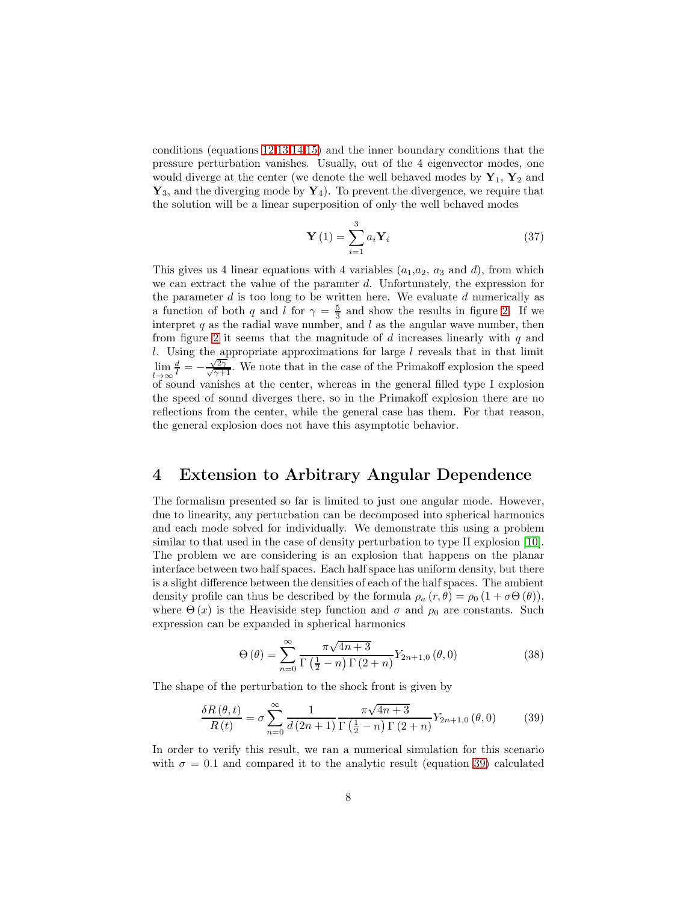conditions (equations 12,13,14,15) and the inner boundary conditions that the pressure perturbation vanishes. Usually, out of the 4 eigenvector modes, one would diverge at the center (we denote the well behaved modes by $\mathbf{Y}_1$, $\mathbf{Y}_2$ and $\mathbf{Y}_3$, and the diverging mode by $\mathbf{Y}_4$). To prevent the divergence, we require that the solution will be a linear superposition of only the well behaved modes

$$\mathbf{Y}(1) = \sum_{i=1}^{3} a_i \mathbf{Y}_i \tag{37}$$

This gives us 4 linear equations with 4 variables ($a_1$,$a_2$, $a_3$ and $d$), from which we can extract the value of the paramter $d$. Unfortunately, the expression for the parameter $d$ is too long to be written here. We evaluate $d$ numerically as a function of both $q$ and $l$ for $\gamma = \frac{5}{3}$ and show the results in figure 2. If we interpret $q$ as the radial wave number, and $l$ as the angular wave number, then from figure 2 it seems that the magnitude of $d$ increases linearly with $q$ and $l$. Using the appropriate approximations for large $l$ reveals that in that limit $\lim_{l\to\infty} \frac{d}{l} = -\frac{\sqrt{2\gamma}}{\sqrt{\gamma+1}}$. We note that in the case of the Primakoff explosion the speed of sound vanishes at the center, whereas in the general filled type I explosion the speed of sound diverges there, so in the Primakoff explosion there are no reflections from the center, while the general case has them. For that reason, the general explosion does not have this asymptotic behavior.

# 4 Extension to Arbitrary Angular Dependence

The formalism presented so far is limited to just one angular mode. However, due to linearity, any perturbation can be decomposed into spherical harmonics and each mode solved for individually. We demonstrate this using a problem similar to that used in the case of density perturbation to type II explosion [10]. The problem we are considering is an explosion that happens on the planar interface between two half spaces. Each half space has uniform density, but there is a slight difference between the densities of each of the half spaces. The ambient density profile can thus be described by the formula $\rho_a(r,\theta) = \rho_0 (1 + \sigma\Theta(\theta))$, where $\Theta(x)$ is the Heaviside step function and $\sigma$ and $\rho_0$ are constants. Such expression can be expanded in spherical harmonics

$$\Theta(\theta) = \sum_{n=0}^{\infty} \frac{\pi\sqrt{4n+3}}{\Gamma\left(\frac{1}{2}-n\right)\Gamma(2+n)} Y_{2n+1,0}(\theta,0) \tag{38}$$

The shape of the perturbation to the shock front is given by

$$\frac{\delta R(\theta,t)}{R(t)} = \sigma \sum_{n=0}^{\infty} \frac{1}{d(2n+1)} \frac{\pi\sqrt{4n+3}}{\Gamma\left(\frac{1}{2}-n\right)\Gamma(2+n)} Y_{2n+1,0}(\theta,0) \tag{39}$$

In order to verify this result, we ran a numerical simulation for this scenario with $\sigma = 0.1$ and compared it to the analytic result (equation 39) calculated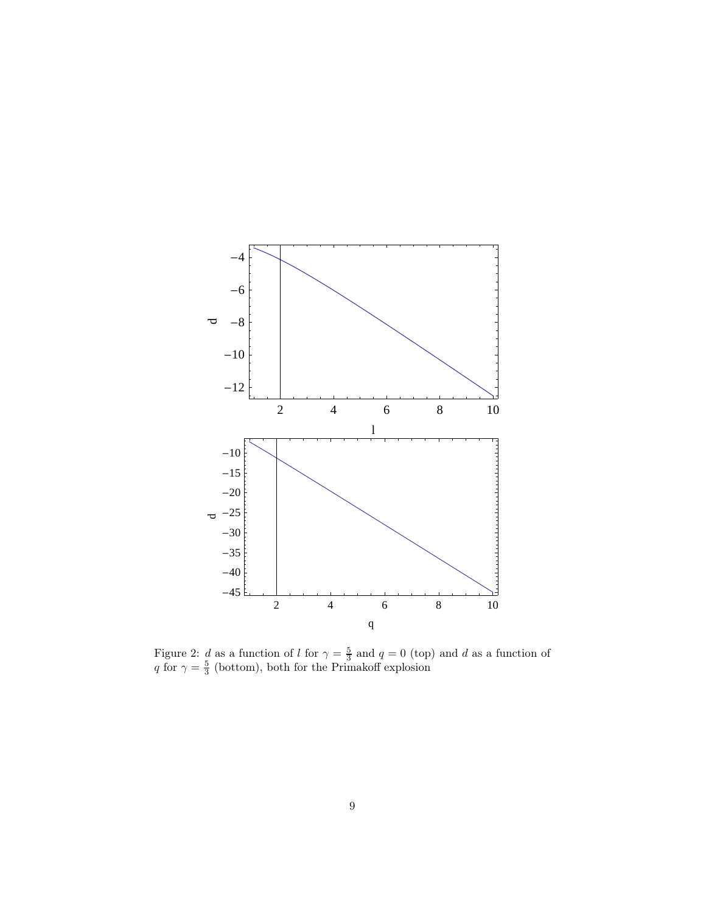Figure 2: $d$ as a function of $l$ for $\gamma = \frac{5}{3}$ and $q = 0$ (top) and $d$ as a function of $q$ for $\gamma = \frac{5}{3}$ (bottom), both for the Primakoff explosion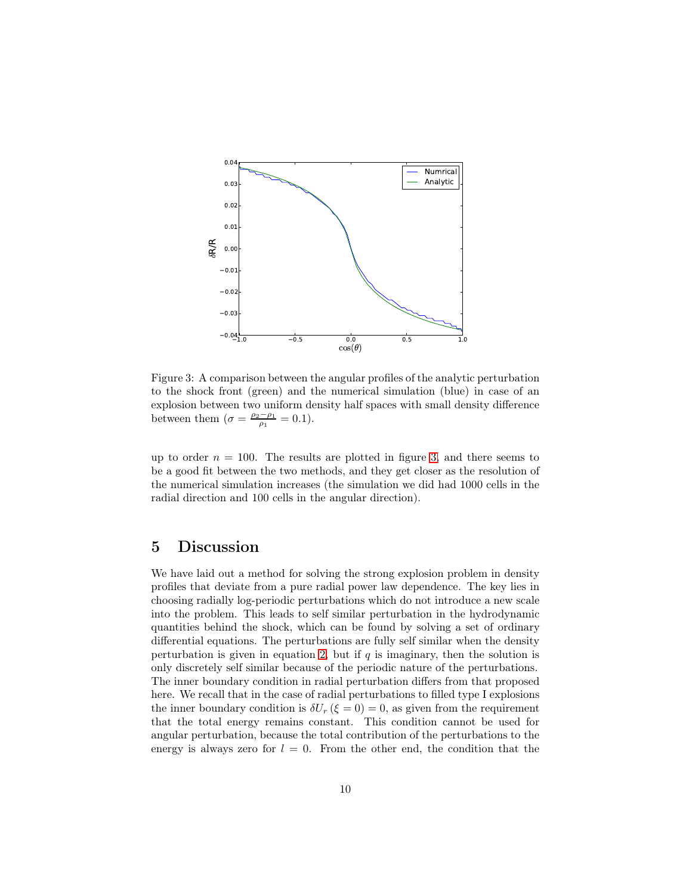Figure 3: A comparison between the angular profiles of the analytic perturbation to the shock front (green) and the numerical simulation (blue) in case of an explosion between two uniform density half spaces with small density difference between them ($\sigma = \frac{\rho_2 - \rho_1}{\rho_1} = 0.1$).

up to order $n = 100$. The results are plotted in figure 3, and there seems to be a good fit between the two methods, and they get closer as the resolution of the numerical simulation increases (the simulation we did had 1000 cells in the radial direction and 100 cells in the angular direction).

## 5 Discussion

We have laid out a method for solving the strong explosion problem in density profiles that deviate from a pure radial power law dependence. The key lies in choosing radially log-periodic perturbations which do not introduce a new scale into the problem. This leads to self similar perturbation in the hydrodynamic quantities behind the shock, which can be found by solving a set of ordinary differential equations. The perturbations are fully self similar when the density perturbation is given in equation 2, but if $q$ is imaginary, then the solution is only discretely self similar because of the periodic nature of the perturbations. The inner boundary condition in radial perturbation differs from that proposed here. We recall that in the case of radial perturbations to filled type I explosions the inner boundary condition is $\delta U_r \left(\xi = 0\right) = 0$, as given from the requirement that the total energy remains constant. This condition cannot be used for angular perturbation, because the total contribution of the perturbations to the energy is always zero for $l = 0$. From the other end, the condition that the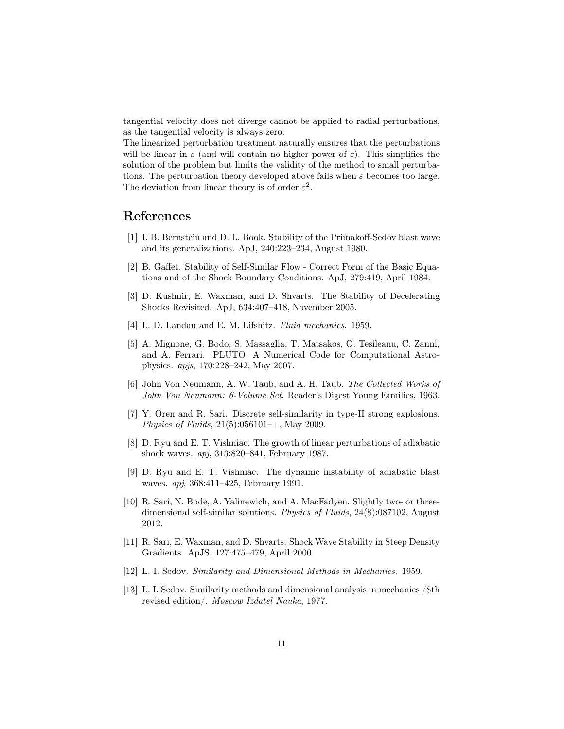tangential velocity does not diverge cannot be applied to radial perturbations, as the tangential velocity is always zero.
The linearized perturbation treatment naturally ensures that the perturbations will be linear in $\varepsilon$ (and will contain no higher power of $\varepsilon$). This simplifies the solution of the problem but limits the validity of the method to small perturbations. The perturbation theory developed above fails when $\varepsilon$ becomes too large. The deviation from linear theory is of order $\varepsilon^2$.

## References

[1] I. B. Bernstein and D. L. Book. Stability of the Primakoff-Sedov blast wave and its generalizations. ApJ, 240:223–234, August 1980.

[2] B. Gaffet. Stability of Self-Similar Flow - Correct Form of the Basic Equations and of the Shock Boundary Conditions. ApJ, 279:419, April 1984.

[3] D. Kushnir, E. Waxman, and D. Shvarts. The Stability of Decelerating Shocks Revisited. ApJ, 634:407–418, November 2005.

[4] L. D. Landau and E. M. Lifshitz. *Fluid mechanics*. 1959.

[5] A. Mignone, G. Bodo, S. Massaglia, T. Matsakos, O. Tesileanu, C. Zanni, and A. Ferrari. PLUTO: A Numerical Code for Computational Astrophysics. *apjs*, 170:228–242, May 2007.

[6] John Von Neumann, A. W. Taub, and A. H. Taub. *The Collected Works of John Von Neumann: 6-Volume Set*. Reader's Digest Young Families, 1963.

[7] Y. Oren and R. Sari. Discrete self-similarity in type-II strong explosions. *Physics of Fluids*, 21(5):056101–+, May 2009.

[8] D. Ryu and E. T. Vishniac. The growth of linear perturbations of adiabatic shock waves. *apj*, 313:820–841, February 1987.

[9] D. Ryu and E. T. Vishniac. The dynamic instability of adiabatic blast waves. *apj*, 368:411–425, February 1991.

[10] R. Sari, N. Bode, A. Yalinewich, and A. MacFadyen. Slightly two- or three-dimensional self-similar solutions. *Physics of Fluids*, 24(8):087102, August 2012.

[11] R. Sari, E. Waxman, and D. Shvarts. Shock Wave Stability in Steep Density Gradients. ApJS, 127:475–479, April 2000.

[12] L. I. Sedov. *Similarity and Dimensional Methods in Mechanics*. 1959.

[13] L. I. Sedov. Similarity methods and dimensional analysis in mechanics /8th revised edition/. *Moscow Izdatel Nauka*, 1977.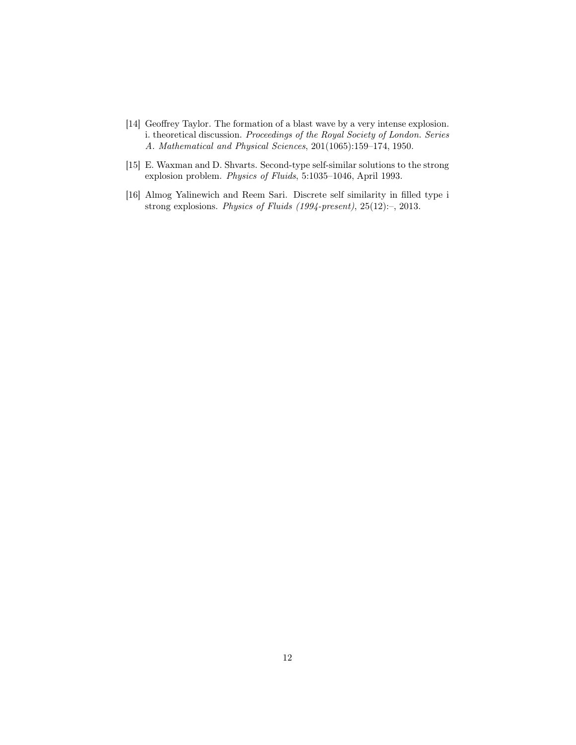[14] Geoffrey Taylor. The formation of a blast wave by a very intense explosion. i. theoretical discussion. *Proceedings of the Royal Society of London. Series A. Mathematical and Physical Sciences*, 201(1065):159–174, 1950.

[15] E. Waxman and D. Shvarts. Second-type self-similar solutions to the strong explosion problem. *Physics of Fluids*, 5:1035–1046, April 1993.

[16] Almog Yalinewich and Reem Sari. Discrete self similarity in filled type i strong explosions. *Physics of Fluids (1994-present)*, 25(12):–, 2013.